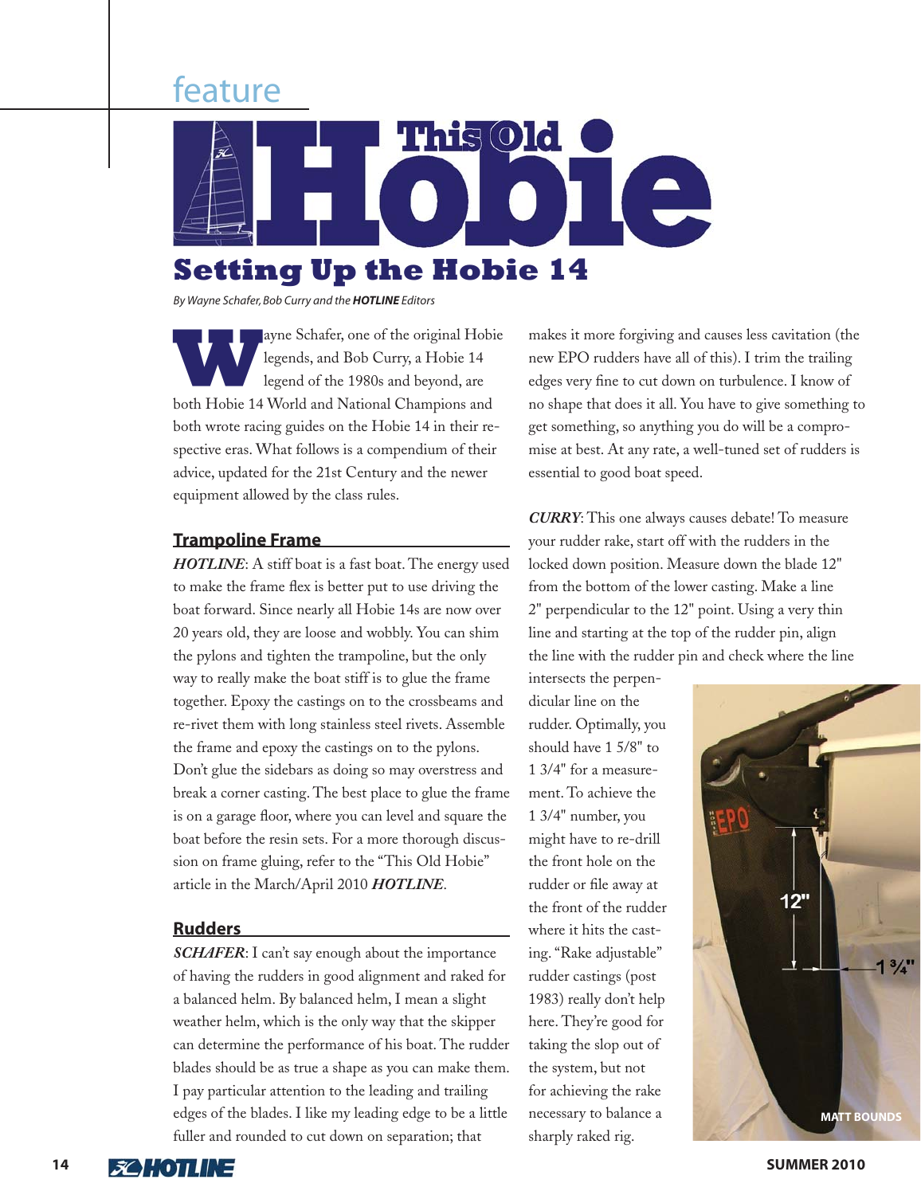feature

# This Old Hobie

## Setting Up the Hobie 14

*By Wayne Schafer, Bob Curry and the **HOTLINE** Editors*

Wayne Schafer, one of the original Hobie legends, and Bob Curry, a Hobie 14 legend of the 1980s and beyond, are both Hobie 14 World and National Champions and both wrote racing guides on the Hobie 14 in their respective eras. What follows is a compendium of their advice, updated for the 21st Century and the newer equipment allowed by the class rules.

### Trampoline Frame

***HOTLINE***: A stiff boat is a fast boat. The energy used to make the frame flex is better put to use driving the boat forward. Since nearly all Hobie 14s are now over 20 years old, they are loose and wobbly. You can shim the pylons and tighten the trampoline, but the only way to really make the boat stiff is to glue the frame together. Epoxy the castings on to the crossbeams and re-rivet them with long stainless steel rivets. Assemble the frame and epoxy the castings on to the pylons. Don't glue the sidebars as doing so may overstress and break a corner casting. The best place to glue the frame is on a garage floor, where you can level and square the boat before the resin sets. For a more thorough discussion on frame gluing, refer to the "This Old Hobie" article in the March/April 2010 ***HOTLINE***.

### Rudders

***SCHAFER***: I can't say enough about the importance of having the rudders in good alignment and raked for a balanced helm. By balanced helm, I mean a slight weather helm, which is the only way that the skipper can determine the performance of his boat. The rudder blades should be as true a shape as you can make them. I pay particular attention to the leading and trailing edges of the blades. I like my leading edge to be a little fuller and rounded to cut down on separation; that makes it more forgiving and causes less cavitation (the new EPO rudders have all of this). I trim the trailing edges very fine to cut down on turbulence. I know of no shape that does it all. You have to give something to get something, so anything you do will be a compromise at best. At any rate, a well-tuned set of rudders is essential to good boat speed.

***CURRY***: This one always causes debate! To measure your rudder rake, start off with the rudders in the locked down position. Measure down the blade 12" from the bottom of the lower casting. Make a line 2" perpendicular to the 12" point. Using a very thin line and starting at the top of the rudder pin, align the line with the rudder pin and check where the line intersects the perpendicular line on the rudder. Optimally, you should have 1 5/8" to 1 3/4" for a measurement. To achieve the 1 3/4" number, you might have to re-drill the front hole on the rudder or file away at the front of the rudder where it hits the casting. "Rake adjustable" rudder castings (post 1983) really don't help here. They're good for taking the slop out of the system, but not for achieving the rake necessary to balance a sharply raked rig.

MATT BOUNDS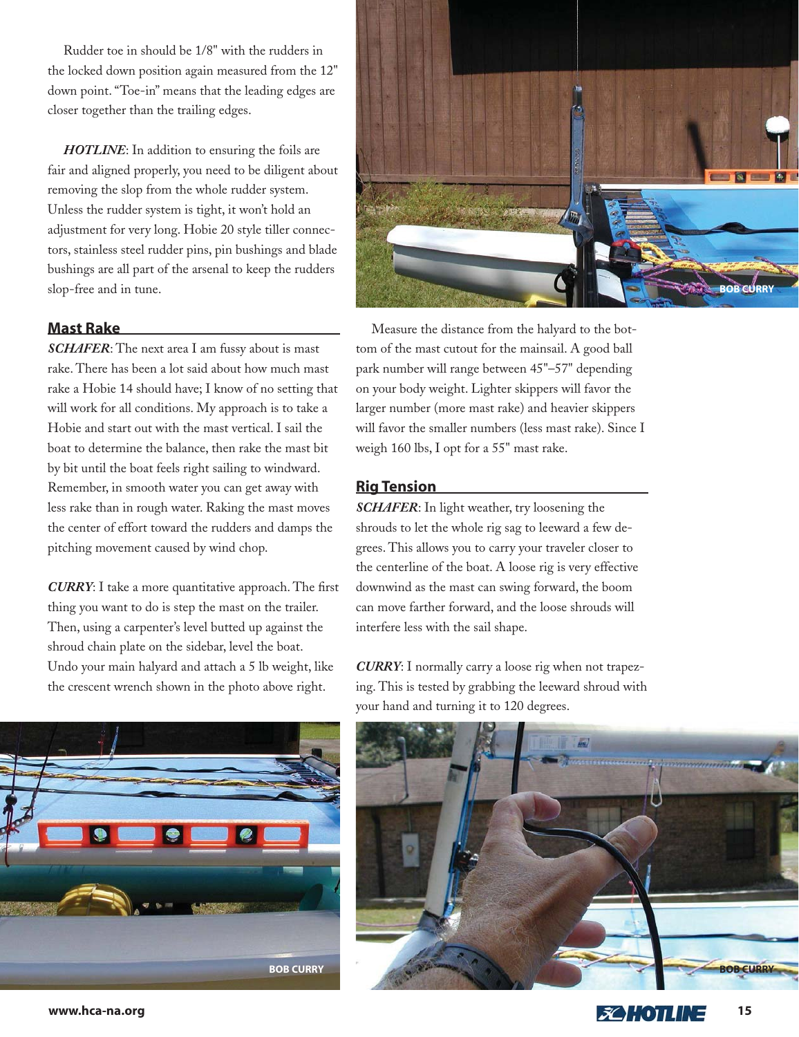Rudder toe in should be 1/8" with the rudders in the locked down position again measured from the 12" down point. "Toe-in" means that the leading edges are closer together than the trailing edges.

***HOTLINE***: In addition to ensuring the foils are fair and aligned properly, you need to be diligent about removing the slop from the whole rudder system. Unless the rudder system is tight, it won't hold an adjustment for very long. Hobie 20 style tiller connectors, stainless steel rudder pins, pin bushings and blade bushings are all part of the arsenal to keep the rudders slop-free and in tune.

## Mast Rake

***SCHAFER***: The next area I am fussy about is mast rake. There has been a lot said about how much mast rake a Hobie 14 should have; I know of no setting that will work for all conditions. My approach is to take a Hobie and start out with the mast vertical. I sail the boat to determine the balance, then rake the mast bit by bit until the boat feels right sailing to windward. Remember, in smooth water you can get away with less rake than in rough water. Raking the mast moves the center of effort toward the rudders and damps the pitching movement caused by wind chop.

***CURRY***: I take a more quantitative approach. The first thing you want to do is step the mast on the trailer. Then, using a carpenter's level butted up against the shroud chain plate on the sidebar, level the boat. Undo your main halyard and attach a 5 lb weight, like the crescent wrench shown in the photo above right.

BOB CURRY

Measure the distance from the halyard to the bottom of the mast cutout for the mainsail. A good ball park number will range between 45"–57" depending on your body weight. Lighter skippers will favor the larger number (more mast rake) and heavier skippers will favor the smaller numbers (less mast rake). Since I weigh 160 lbs, I opt for a 55" mast rake.

BOB CURRY

## Rig Tension

***SCHAFER***: In light weather, try loosening the shrouds to let the whole rig sag to leeward a few degrees. This allows you to carry your traveler closer to the centerline of the boat. A loose rig is very effective downwind as the mast can swing forward, the boom can move farther forward, and the loose shrouds will interfere less with the sail shape.

***CURRY***: I normally carry a loose rig when not trapezing. This is tested by grabbing the leeward shroud with your hand and turning it to 120 degrees.

BOB CURRY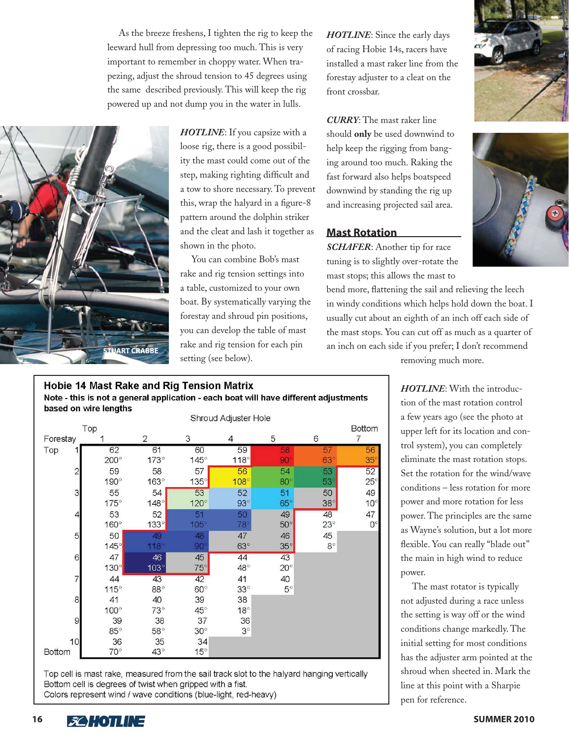As the breeze freshens, I tighten the rig to keep the leeward hull from depressing too much. This is very important to remember in choppy water. When trapezing, adjust the shroud tension to 45 degrees using the same described previously. This will keep the rig powered up and not dump you in the water in lulls.

*HOTLINE*: If you capsize with a loose rig, there is a good possibility the mast could come out of the step, making righting difficult and a tow to shore necessary. To prevent this, wrap the halyard in a figure-8 pattern around the dolphin striker and the cleat and lash it together as shown in the photo.

STUART CRABBE

You can combine Bob's mast rake and rig tension settings into a table, customized to your own boat. By systematically varying the forestay and shroud pin positions, you can develop the table of mast rake and rig tension for each pin setting (see below).

*HOTLINE*: Since the early days of racing Hobie 14s, racers have installed a mast raker line from the forestay adjuster to a cleat on the front crossbar.

*CURRY*: The mast raker line should **only** be used downwind to help keep the rigging from banging around too much. Raking the fast forward also helps boatspeed downwind by standing the rig up and increasing projected sail area.

## Mast Rotation

*SCHAFER*: Another tip for race tuning is to slightly over-rotate the mast stops; this allows the mast to bend more, flattening the sail and relieving the leech in windy conditions which helps hold down the boat. I usually cut about an eighth of an inch off each side of the mast stops. You can cut off as much as a quarter of an inch on each side if you prefer; I don't recommend removing much more.

**Hobie 14 Mast Rake and Rig Tension Matrix**

**Note - this is not a general application - each boat will have different adjustments based on wire lengths**

| Forestay | Shroud Adjuster Hole 1 (Top) | 2 | 3 | 4 | 5 | 6 | 7 (Bottom) |
|---|---|---|---|---|---|---|---|
| 1 (Top) | 62 / 200° | 61 / 173° | 60 / 145° | 59 / 118° | 58 / 90° | 57 / 63° | 56 / 35° |
| 2 | 59 / 190° | 58 / 163° | 57 / 135° | 56 / 108° | 54 / 80° | 53 / 53° | 52 / 25° |
| 3 | 55 / 175° | 54 / 148° | 53 / 120° | 52 / 93° | 51 / 65° | 50 / 38° | 49 / 10° |
| 4 | 53 / 160° | 52 / 133° | 51 / 105° | 50 / 78° | 49 / 50° | 48 / 23° | 47 / 0° |
| 5 | 50 / 145° | 49 / 118° | 48 / 90° | 47 / 63° | 46 / 35° | 45 / 8° | |
| 6 | 47 / 130° | 46 / 103° | 45 / 75° | 44 / 48° | 43 / 20° | | |
| 7 | 44 / 115° | 43 / 88° | 42 / 60° | 41 / 33° | 40 / 5° | | |
| 8 | 41 / 100° | 40 / 73° | 39 / 45° | 38 / 18° | | | |
| 9 | 39 / 85° | 38 / 58° | 37 / 30° | 36 / 3° | | | |
| 10 (Bottom) | 36 / 70° | 35 / 43° | 34 / 15° | | | | |

Top cell is mast rake, measured from the sail track slot to the halyard hanging vertically
Bottom cell is degrees of twist when gripped with a fist.
Colors represent wind / wave conditions (blue-light, red-heavy)

*HOTLINE*: With the introduction of the mast rotation control a few years ago (see the photo at upper left for its location and control system), you can completely eliminate the mast rotation stops. Set the rotation for the wind/wave conditions – less rotation for more power and more rotation for less power. The principles are the same as Wayne's solution, but a lot more flexible. You can really "blade out" the main in high wind to reduce power.

The mast rotator is typically not adjusted during a race unless the setting is way off or the wind conditions change markedly. The initial setting for most conditions has the adjuster arm pointed at the shroud when sheeted in. Mark the line at this point with a Sharpie pen for reference.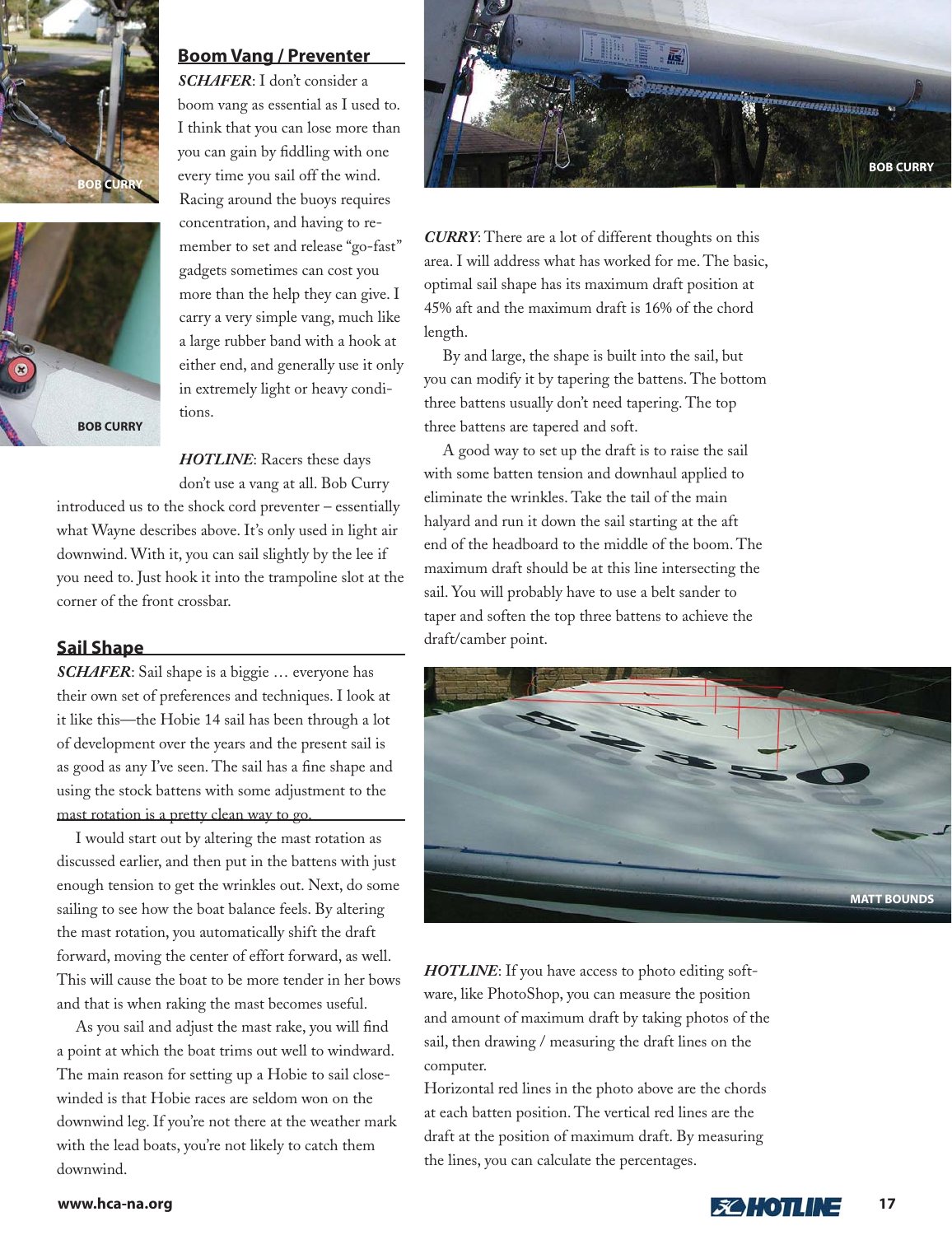## Boom Vang / Preventer

***SCHAFER***: I don't consider a boom vang as essential as I used to. I think that you can lose more than you can gain by fiddling with one every time you sail off the wind. Racing around the buoys requires concentration, and having to remember to set and release "go-fast" gadgets sometimes can cost you more than the help they can give. I carry a very simple vang, much like a large rubber band with a hook at either end, and generally use it only in extremely light or heavy conditions.

BOB CURRY

BOB CURRY

***HOTLINE***: Racers these days don't use a vang at all. Bob Curry introduced us to the shock cord preventer – essentially what Wayne describes above. It's only used in light air downwind. With it, you can sail slightly by the lee if you need to. Just hook it into the trampoline slot at the corner of the front crossbar.

## Sail Shape

***SCHAFER***: Sail shape is a biggie … everyone has their own set of preferences and techniques. I look at it like this—the Hobie 14 sail has been through a lot of development over the years and the present sail is as good as any I've seen. The sail has a fine shape and using the stock battens with some adjustment to the mast rotation is a pretty clean way to go.

I would start out by altering the mast rotation as discussed earlier, and then put in the battens with just enough tension to get the wrinkles out. Next, do some sailing to see how the boat balance feels. By altering the mast rotation, you automatically shift the draft forward, moving the center of effort forward, as well. This will cause the boat to be more tender in her bows and that is when raking the mast becomes useful.

As you sail and adjust the mast rake, you will find a point at which the boat trims out well to windward. The main reason for setting up a Hobie to sail close-winded is that Hobie races are seldom won on the downwind leg. If you're not there at the weather mark with the lead boats, you're not likely to catch them downwind.

BOB CURRY

***CURRY***: There are a lot of different thoughts on this area. I will address what has worked for me. The basic, optimal sail shape has its maximum draft position at 45% aft and the maximum draft is 16% of the chord length.

By and large, the shape is built into the sail, but you can modify it by tapering the battens. The bottom three battens usually don't need tapering. The top three battens are tapered and soft.

A good way to set up the draft is to raise the sail with some batten tension and downhaul applied to eliminate the wrinkles. Take the tail of the main halyard and run it down the sail starting at the aft end of the headboard to the middle of the boom. The maximum draft should be at this line intersecting the sail. You will probably have to use a belt sander to taper and soften the top three battens to achieve the draft/camber point.

MATT BOUNDS

***HOTLINE***: If you have access to photo editing software, like PhotoShop, you can measure the position and amount of maximum draft by taking photos of the sail, then drawing / measuring the draft lines on the computer.

Horizontal red lines in the photo above are the chords at each batten position. The vertical red lines are the draft at the position of maximum draft. By measuring the lines, you can calculate the percentages.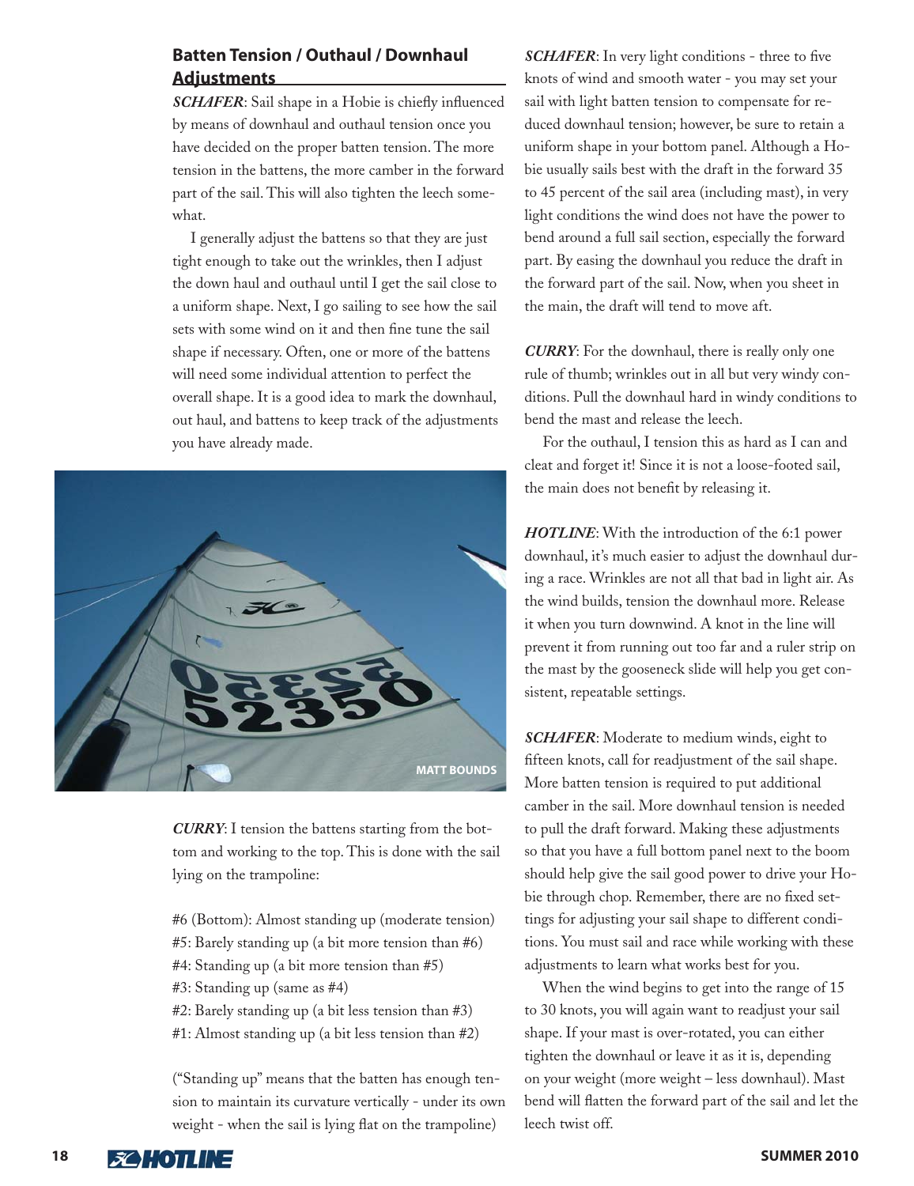## Batten Tension / Outhaul / Downhaul Adjustments

***SCHAFER***: Sail shape in a Hobie is chiefly influenced by means of downhaul and outhaul tension once you have decided on the proper batten tension. The more tension in the battens, the more camber in the forward part of the sail. This will also tighten the leech somewhat.

I generally adjust the battens so that they are just tight enough to take out the wrinkles, then I adjust the down haul and outhaul until I get the sail close to a uniform shape. Next, I go sailing to see how the sail sets with some wind on it and then fine tune the sail shape if necessary. Often, one or more of the battens will need some individual attention to perfect the overall shape. It is a good idea to mark the downhaul, out haul, and battens to keep track of the adjustments you have already made.

MATT BOUNDS

***CURRY***: I tension the battens starting from the bottom and working to the top. This is done with the sail lying on the trampoline:

#6 (Bottom): Almost standing up (moderate tension)
#5: Barely standing up (a bit more tension than #6)
#4: Standing up (a bit more tension than #5)
#3: Standing up (same as #4)
#2: Barely standing up (a bit less tension than #3)
#1: Almost standing up (a bit less tension than #2)

("Standing up" means that the batten has enough tension to maintain its curvature vertically - under its own weight - when the sail is lying flat on the trampoline)

***SCHAFER***: In very light conditions - three to five knots of wind and smooth water - you may set your sail with light batten tension to compensate for reduced downhaul tension; however, be sure to retain a uniform shape in your bottom panel. Although a Hobie usually sails best with the draft in the forward 35 to 45 percent of the sail area (including mast), in very light conditions the wind does not have the power to bend around a full sail section, especially the forward part. By easing the downhaul you reduce the draft in the forward part of the sail. Now, when you sheet in the main, the draft will tend to move aft.

***CURRY***: For the downhaul, there is really only one rule of thumb; wrinkles out in all but very windy conditions. Pull the downhaul hard in windy conditions to bend the mast and release the leech.

For the outhaul, I tension this as hard as I can and cleat and forget it! Since it is not a loose-footed sail, the main does not benefit by releasing it.

***HOTLINE***: With the introduction of the 6:1 power downhaul, it's much easier to adjust the downhaul during a race. Wrinkles are not all that bad in light air. As the wind builds, tension the downhaul more. Release it when you turn downwind. A knot in the line will prevent it from running out too far and a ruler strip on the mast by the gooseneck slide will help you get consistent, repeatable settings.

***SCHAFER***: Moderate to medium winds, eight to fifteen knots, call for readjustment of the sail shape. More batten tension is required to put additional camber in the sail. More downhaul tension is needed to pull the draft forward. Making these adjustments so that you have a full bottom panel next to the boom should help give the sail good power to drive your Hobie through chop. Remember, there are no fixed settings for adjusting your sail shape to different conditions. You must sail and race while working with these adjustments to learn what works best for you.

When the wind begins to get into the range of 15 to 30 knots, you will again want to readjust your sail shape. If your mast is over-rotated, you can either tighten the downhaul or leave it as it is, depending on your weight (more weight – less downhaul). Mast bend will flatten the forward part of the sail and let the leech twist off.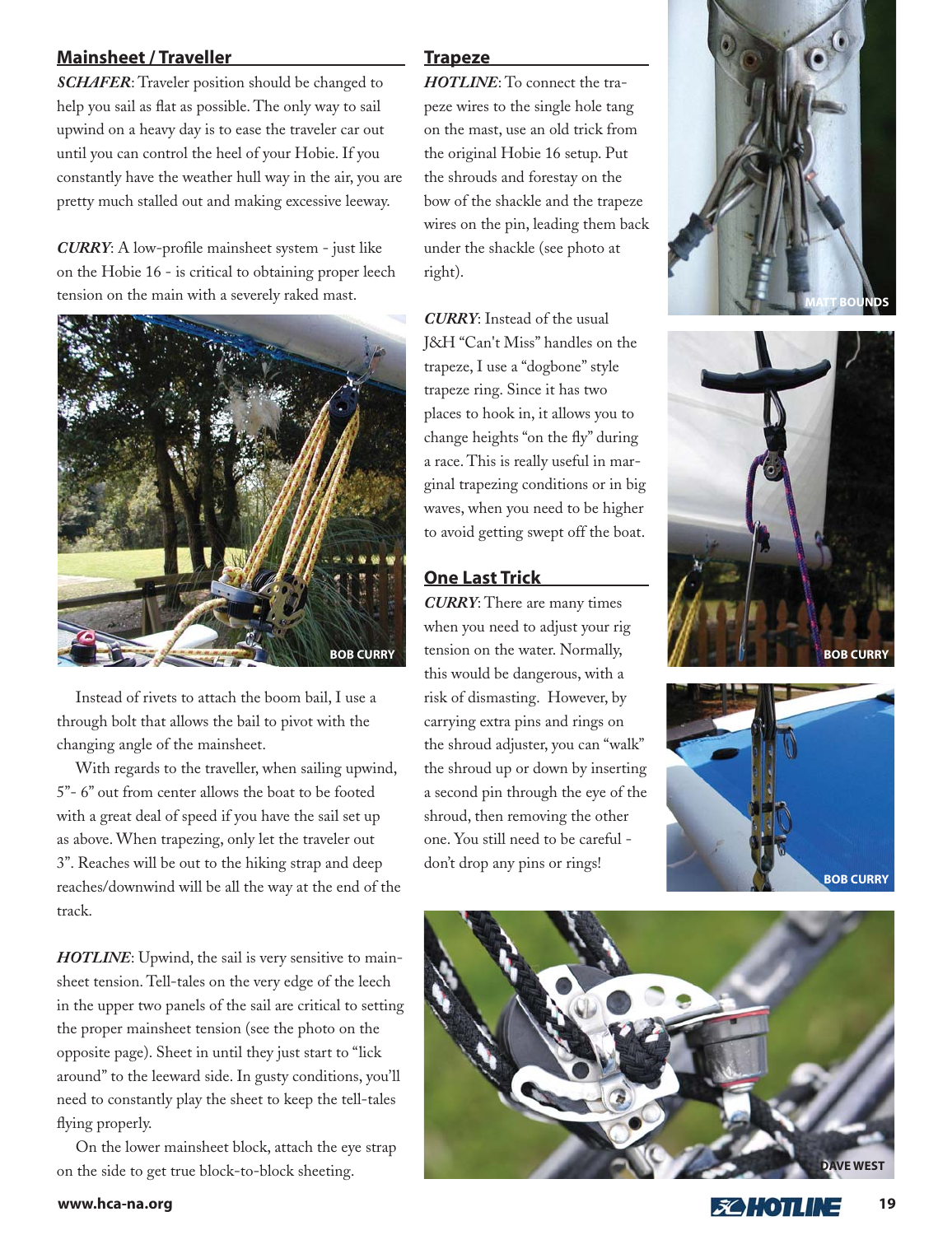## Mainsheet / Traveller

***SCHAFER***: Traveler position should be changed to help you sail as flat as possible. The only way to sail upwind on a heavy day is to ease the traveler car out until you can control the heel of your Hobie. If you constantly have the weather hull way in the air, you are pretty much stalled out and making excessive leeway.

***CURRY***: A low-profile mainsheet system - just like on the Hobie 16 - is critical to obtaining proper leech tension on the main with a severely raked mast.

BOB CURRY

Instead of rivets to attach the boom bail, I use a through bolt that allows the bail to pivot with the changing angle of the mainsheet.

With regards to the traveller, when sailing upwind, 5"- 6" out from center allows the boat to be footed with a great deal of speed if you have the sail set up as above. When trapezing, only let the traveler out 3". Reaches will be out to the hiking strap and deep reaches/downwind will be all the way at the end of the track.

***HOTLINE***: Upwind, the sail is very sensitive to mainsheet tension. Tell-tales on the very edge of the leech in the upper two panels of the sail are critical to setting the proper mainsheet tension (see the photo on the opposite page). Sheet in until they just start to "lick around" to the leeward side. In gusty conditions, you'll need to constantly play the sheet to keep the tell-tales flying properly.

On the lower mainsheet block, attach the eye strap on the side to get true block-to-block sheeting.

## Trapeze

***HOTLINE***: To connect the trapeze wires to the single hole tang on the mast, use an old trick from the original Hobie 16 setup. Put the shrouds and forestay on the bow of the shackle and the trapeze wires on the pin, leading them back under the shackle (see photo at right).

***CURRY***: Instead of the usual J&H "Can't Miss" handles on the trapeze, I use a "dogbone" style trapeze ring. Since it has two places to hook in, it allows you to change heights "on the fly" during a race. This is really useful in marginal trapezing conditions or in big waves, when you need to be higher to avoid getting swept off the boat.

## One Last Trick

***CURRY***: There are many times when you need to adjust your rig tension on the water. Normally, this would be dangerous, with a risk of dismasting. However, by carrying extra pins and rings on the shroud adjuster, you can "walk" the shroud up or down by inserting a second pin through the eye of the shroud, then removing the other one. You still need to be careful - don't drop any pins or rings!

MATT BOUNDS

BOB CURRY

BOB CURRY

DAVE WEST